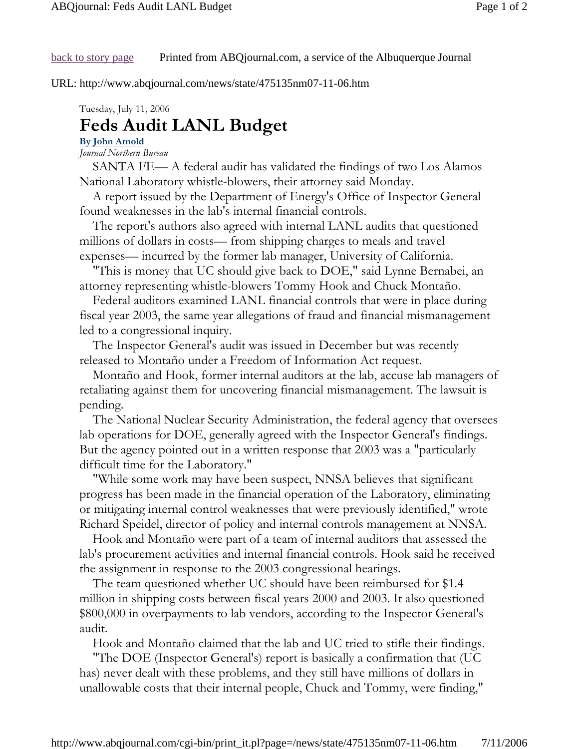back to story page Printed from ABQjournal.com, a service of the Albuquerque Journal

URL: http://www.abqjournal.com/news/state/475135nm07-11-06.htm

Tuesday, July 11, 2006

# Feds Audit LANL Budget

**By John Arnold**
*Journal Northern Bureau*

SANTA FE— A federal audit has validated the findings of two Los Alamos National Laboratory whistle-blowers, their attorney said Monday.

A report issued by the Department of Energy's Office of Inspector General found weaknesses in the lab's internal financial controls.

The report's authors also agreed with internal LANL audits that questioned millions of dollars in costs— from shipping charges to meals and travel expenses— incurred by the former lab manager, University of California.

"This is money that UC should give back to DOE," said Lynne Bernabei, an attorney representing whistle-blowers Tommy Hook and Chuck Montaño.

Federal auditors examined LANL financial controls that were in place during fiscal year 2003, the same year allegations of fraud and financial mismanagement led to a congressional inquiry.

The Inspector General's audit was issued in December but was recently released to Montaño under a Freedom of Information Act request.

Montaño and Hook, former internal auditors at the lab, accuse lab managers of retaliating against them for uncovering financial mismanagement. The lawsuit is pending.

The National Nuclear Security Administration, the federal agency that oversees lab operations for DOE, generally agreed with the Inspector General's findings. But the agency pointed out in a written response that 2003 was a "particularly difficult time for the Laboratory."

"While some work may have been suspect, NNSA believes that significant progress has been made in the financial operation of the Laboratory, eliminating or mitigating internal control weaknesses that were previously identified," wrote Richard Speidel, director of policy and internal controls management at NNSA.

Hook and Montaño were part of a team of internal auditors that assessed the lab's procurement activities and internal financial controls. Hook said he received the assignment in response to the 2003 congressional hearings.

The team questioned whether UC should have been reimbursed for $1.4 million in shipping costs between fiscal years 2000 and 2003. It also questioned $800,000 in overpayments to lab vendors, according to the Inspector General's audit.

Hook and Montaño claimed that the lab and UC tried to stifle their findings.

"The DOE (Inspector General's) report is basically a confirmation that (UC has) never dealt with these problems, and they still have millions of dollars in unallowable costs that their internal people, Chuck and Tommy, were finding,"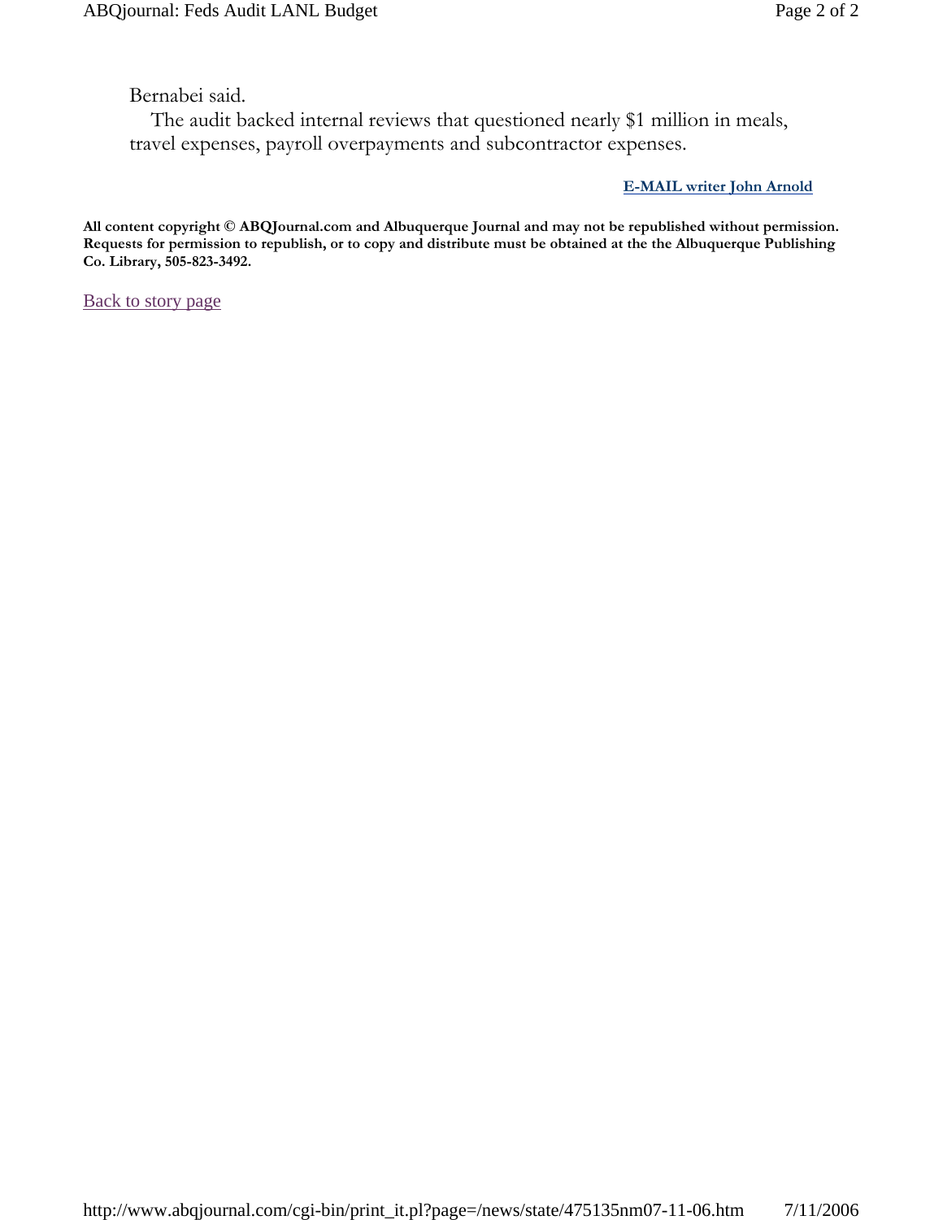Bernabei said.

The audit backed internal reviews that questioned nearly $1 million in meals, travel expenses, payroll overpayments and subcontractor expenses.

**E-MAIL writer John Arnold**

**All content copyright © ABQJournal.com and Albuquerque Journal and may not be republished without permission. Requests for permission to republish, or to copy and distribute must be obtained at the the Albuquerque Publishing Co. Library, 505-823-3492.**

Back to story page